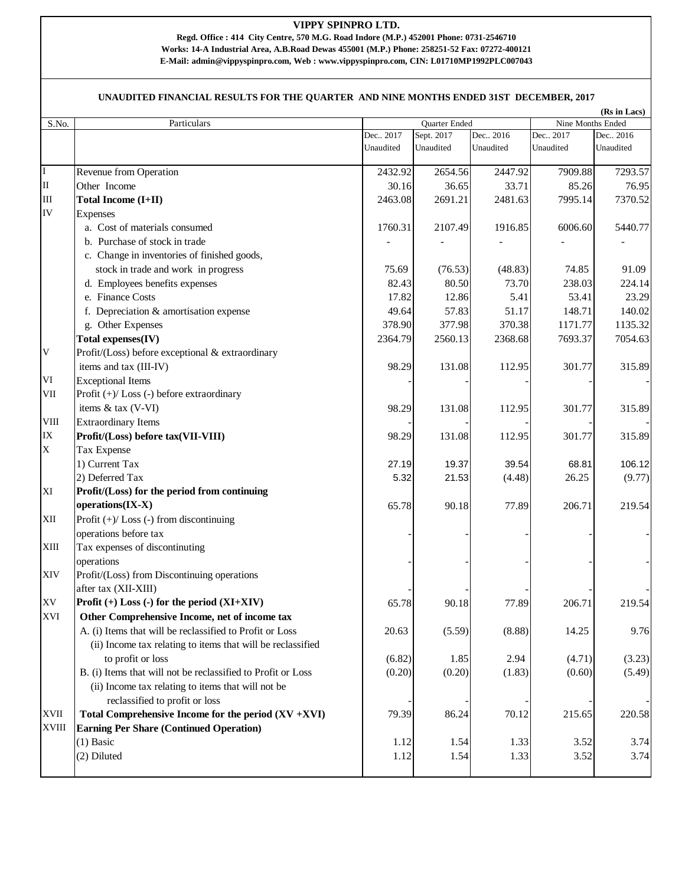# VIPPY SPINPRO LTD.

**Regd. Office : 414 City Centre, 570 M.G. Road Indore (M.P.) 452001 Phone: 0731-2546710**
**Works: 14-A Industrial Area, A.B.Road Dewas 455001 (M.P.) Phone: 258251-52 Fax: 07272-400121**
**E-Mail: admin@vippyspinpro.com, Web : www.vippyspinpro.com, CIN: L01710MP1992PLC007043**

## UNAUDITED FINANCIAL RESULTS FOR THE QUARTER AND NINE MONTHS ENDED 31ST DECEMBER, 2017

**(Rs in Lacs)**

| S.No. | Particulars | Quarter Ended | | | Nine Months Ended | |
|---|---|---|---|---|---|---|
| | | Dec.. 2017 Unaudited | Sept. 2017 Unaudited | Dec.. 2016 Unaudited | Dec.. 2017 Unaudited | Dec.. 2016 Unaudited |
| I | Revenue from Operation | 2432.92 | 2654.56 | 2447.92 | 7909.88 | 7293.57 |
| II | Other Income | 30.16 | 36.65 | 33.71 | 85.26 | 76.95 |
| III | **Total Income (I+II)** | 2463.08 | 2691.21 | 2481.63 | 7995.14 | 7370.52 |
| IV | Expenses | | | | | |
| | a. Cost of materials consumed | 1760.31 | 2107.49 | 1916.85 | 6006.60 | 5440.77 |
| | b. Purchase of stock in trade | - | - | - | - | - |
| | c. Change in inventories of finished goods, stock in trade and work in progress | 75.69 | (76.53) | (48.83) | 74.85 | 91.09 |
| | d. Employees benefits expenses | 82.43 | 80.50 | 73.70 | 238.03 | 224.14 |
| | e. Finance Costs | 17.82 | 12.86 | 5.41 | 53.41 | 23.29 |
| | f. Depreciation & amortisation expense | 49.64 | 57.83 | 51.17 | 148.71 | 140.02 |
| | g. Other Expenses | 378.90 | 377.98 | 370.38 | 1171.77 | 1135.32 |
| | **Total expenses(IV)** | 2364.79 | 2560.13 | 2368.68 | 7693.37 | 7054.63 |
| V | Profit/(Loss) before exceptional & extraordinary items and tax (III-IV) | 98.29 | 131.08 | 112.95 | 301.77 | 315.89 |
| VI | Exceptional Items | - | - | - | - | - |
| VII | Profit (+)/ Loss (-) before extraordinary items & tax (V-VI) | 98.29 | 131.08 | 112.95 | 301.77 | 315.89 |
| VIII | Extraordinary Items | - | - | - | - | - |
| IX | **Profit/(Loss) before tax(VII-VIII)** | 98.29 | 131.08 | 112.95 | 301.77 | 315.89 |
| X | Tax Expense | | | | | |
| | 1) Current Tax | 27.19 | 19.37 | 39.54 | 68.81 | 106.12 |
| | 2) Deferred Tax | 5.32 | 21.53 | (4.48) | 26.25 | (9.77) |
| XI | **Profit/(Loss) for the period from continuing operations(IX-X)** | 65.78 | 90.18 | 77.89 | 206.71 | 219.54 |
| XII | Profit (+)/ Loss (-) from discontinuing operations before tax | - | - | - | - | - |
| XIII | Tax expenses of discontinuting operations | - | - | - | - | - |
| XIV | Profit/(Loss) from Discontinuing operations after tax (XII-XIII) | - | - | - | - | - |
| XV | **Profit (+) Loss (-) for the period (XI+XIV)** | 65.78 | 90.18 | 77.89 | 206.71 | 219.54 |
| XVI | **Other Comprehensive Income, net of income tax** | | | | | |
| | A. (i) Items that will be reclassified to Profit or Loss | 20.63 | (5.59) | (8.88) | 14.25 | 9.76 |
| | (ii) Income tax relating to items that will be reclassified to profit or loss | (6.82) | 1.85 | 2.94 | (4.71) | (3.23) |
| | B. (i) Items that will not be reclassified to Profit or Loss | (0.20) | (0.20) | (1.83) | (0.60) | (5.49) |
| | (ii) Income tax relating to items that will not be reclassified to profit or loss | - | - | - | - | - |
| XVII | **Total Comprehensive Income for the period (XV +XVI)** | 79.39 | 86.24 | 70.12 | 215.65 | 220.58 |
| XVIII | **Earning Per Share (Continued Operation)** | | | | | |
| | (1) Basic | 1.12 | 1.54 | 1.33 | 3.52 | 3.74 |
| | (2) Diluted | 1.12 | 1.54 | 1.33 | 3.52 | 3.74 |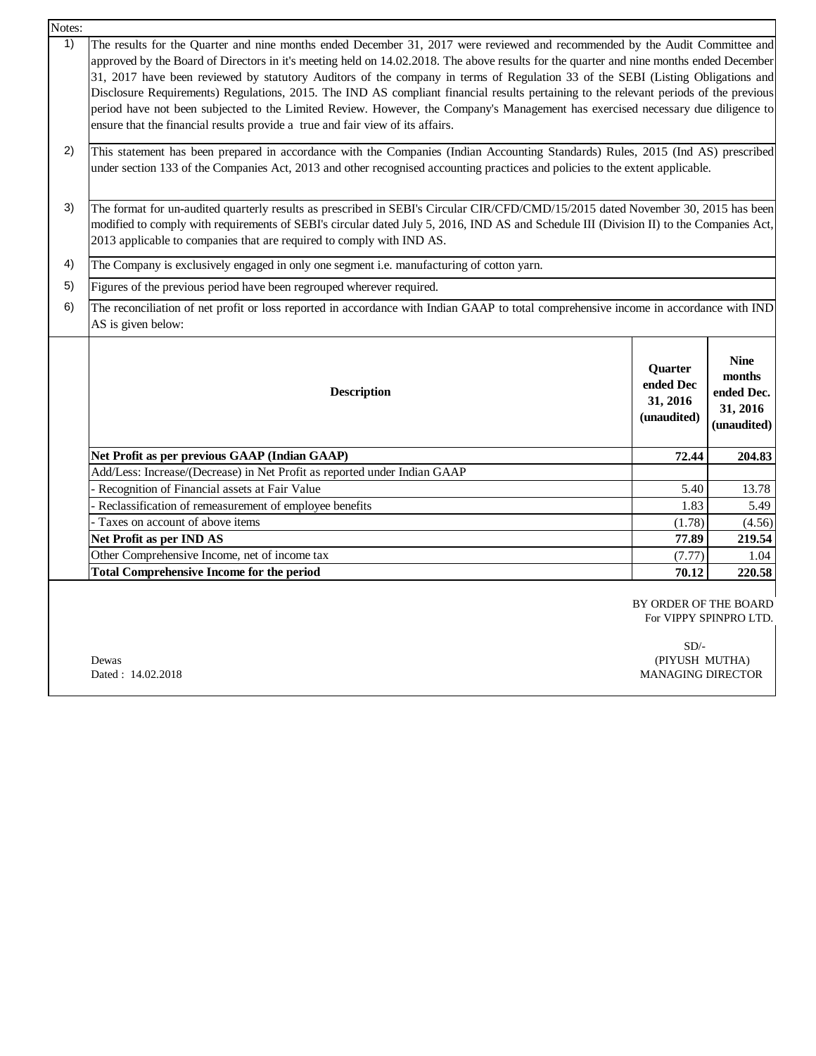Notes:

1) The results for the Quarter and nine months ended December 31, 2017 were reviewed and recommended by the Audit Committee and approved by the Board of Directors in it's meeting held on 14.02.2018. The above results for the quarter and nine months ended December 31, 2017 have been reviewed by statutory Auditors of the company in terms of Regulation 33 of the SEBI (Listing Obligations and Disclosure Requirements) Regulations, 2015. The IND AS compliant financial results pertaining to the relevant periods of the previous period have not been subjected to the Limited Review. However, the Company's Management has exercised necessary due diligence to ensure that the financial results provide a true and fair view of its affairs.

2) This statement has been prepared in accordance with the Companies (Indian Accounting Standards) Rules, 2015 (Ind AS) prescribed under section 133 of the Companies Act, 2013 and other recognised accounting practices and policies to the extent applicable.

3) The format for un-audited quarterly results as prescribed in SEBI's Circular CIR/CFD/CMD/15/2015 dated November 30, 2015 has been modified to comply with requirements of SEBI's circular dated July 5, 2016, IND AS and Schedule III (Division II) to the Companies Act, 2013 applicable to companies that are required to comply with IND AS.

4) The Company is exclusively engaged in only one segment i.e. manufacturing of cotton yarn.

5) Figures of the previous period have been regrouped wherever required.

6) The reconciliation of net profit or loss reported in accordance with Indian GAAP to total comprehensive income in accordance with IND AS is given below:

| Description | Quarter ended Dec 31, 2016 (unaudited) | Nine months ended Dec. 31, 2016 (unaudited) |
|---|---|---|
| **Net Profit as per previous GAAP (Indian GAAP)** | **72.44** | **204.83** |
| Add/Less: Increase/(Decrease) in Net Profit as reported under Indian GAAP | | |
| - Recognition of Financial assets at Fair Value | 5.40 | 13.78 |
| - Reclassification of remeasurement of employee benefits | 1.83 | 5.49 |
| - Taxes on account of above items | (1.78) | (4.56) |
| **Net Profit as per IND AS** | **77.89** | **219.54** |
| Other Comprehensive Income, net of income tax | (7.77) | 1.04 |
| **Total Comprehensive Income for the period** | **70.12** | **220.58** |

BY ORDER OF THE BOARD
For VIPPY SPINPRO LTD.

SD/-
(PIYUSH MUTHA)
MANAGING DIRECTOR

Dewas
Dated : 14.02.2018